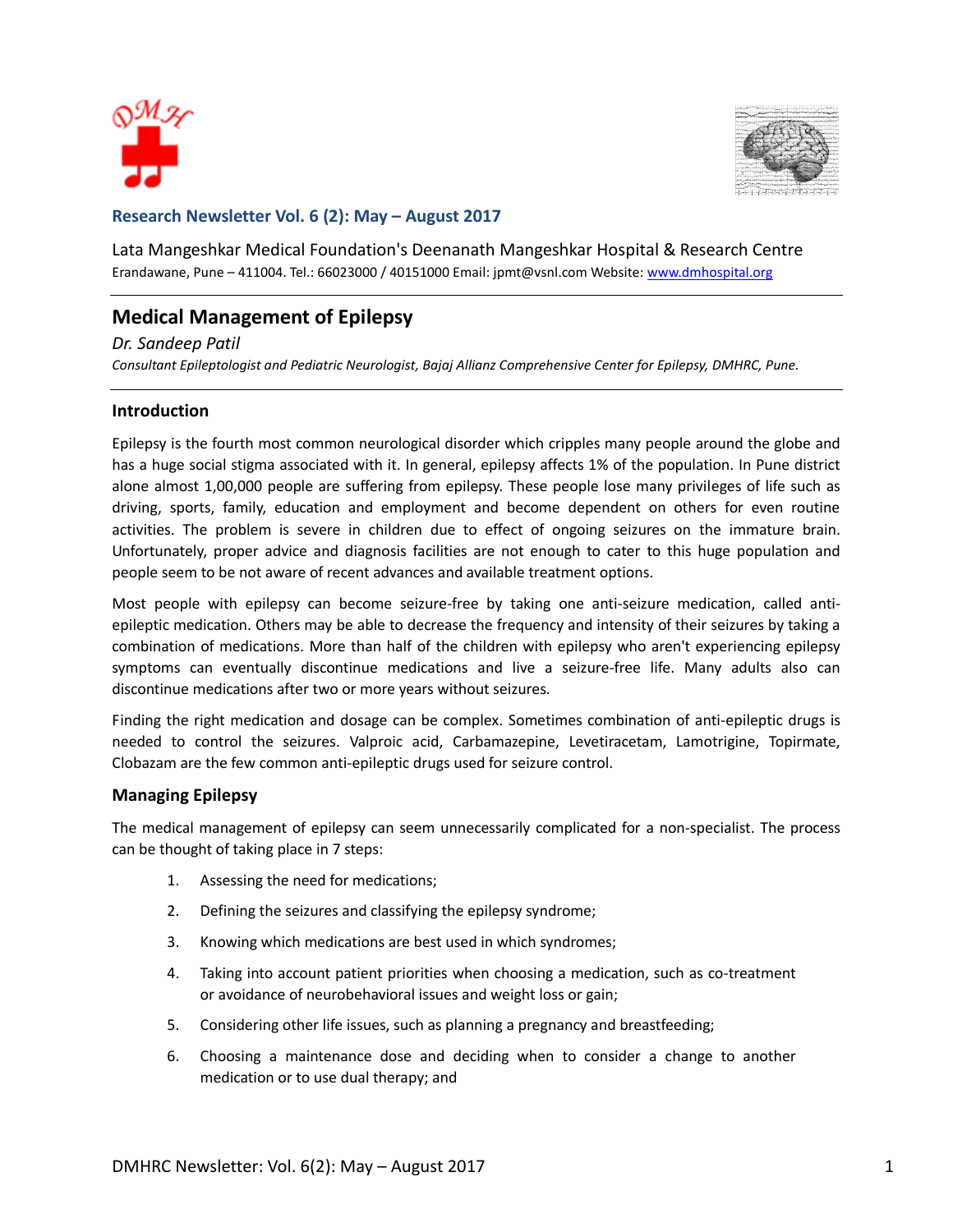**Research Newsletter Vol. 6 (2): May – August 2017**

Lata Mangeshkar Medical Foundation's Deenanath Mangeshkar Hospital & Research Centre
Erandawane, Pune – 411004. Tel.: 66023000 / 40151000 Email: jpmt@vsnl.com Website: www.dmhospital.org

# Medical Management of Epilepsy

*Dr. Sandeep Patil*
*Consultant Epileptologist and Pediatric Neurologist, Bajaj Allianz Comprehensive Center for Epilepsy, DMHRC, Pune.*

## Introduction

Epilepsy is the fourth most common neurological disorder which cripples many people around the globe and has a huge social stigma associated with it. In general, epilepsy affects 1% of the population. In Pune district alone almost 1,00,000 people are suffering from epilepsy. These people lose many privileges of life such as driving, sports, family, education and employment and become dependent on others for even routine activities. The problem is severe in children due to effect of ongoing seizures on the immature brain. Unfortunately, proper advice and diagnosis facilities are not enough to cater to this huge population and people seem to be not aware of recent advances and available treatment options.

Most people with epilepsy can become seizure-free by taking one anti-seizure medication, called anti-epileptic medication. Others may be able to decrease the frequency and intensity of their seizures by taking a combination of medications. More than half of the children with epilepsy who aren't experiencing epilepsy symptoms can eventually discontinue medications and live a seizure-free life. Many adults also can discontinue medications after two or more years without seizures.

Finding the right medication and dosage can be complex. Sometimes combination of anti-epileptic drugs is needed to control the seizures. Valproic acid, Carbamazepine, Levetiracetam, Lamotrigine, Topirmate, Clobazam are the few common anti-epileptic drugs used for seizure control.

## Managing Epilepsy

The medical management of epilepsy can seem unnecessarily complicated for a non-specialist. The process can be thought of taking place in 7 steps:

1. Assessing the need for medications;
2. Defining the seizures and classifying the epilepsy syndrome;
3. Knowing which medications are best used in which syndromes;
4. Taking into account patient priorities when choosing a medication, such as co-treatment or avoidance of neurobehavioral issues and weight loss or gain;
5. Considering other life issues, such as planning a pregnancy and breastfeeding;
6. Choosing a maintenance dose and deciding when to consider a change to another medication or to use dual therapy; and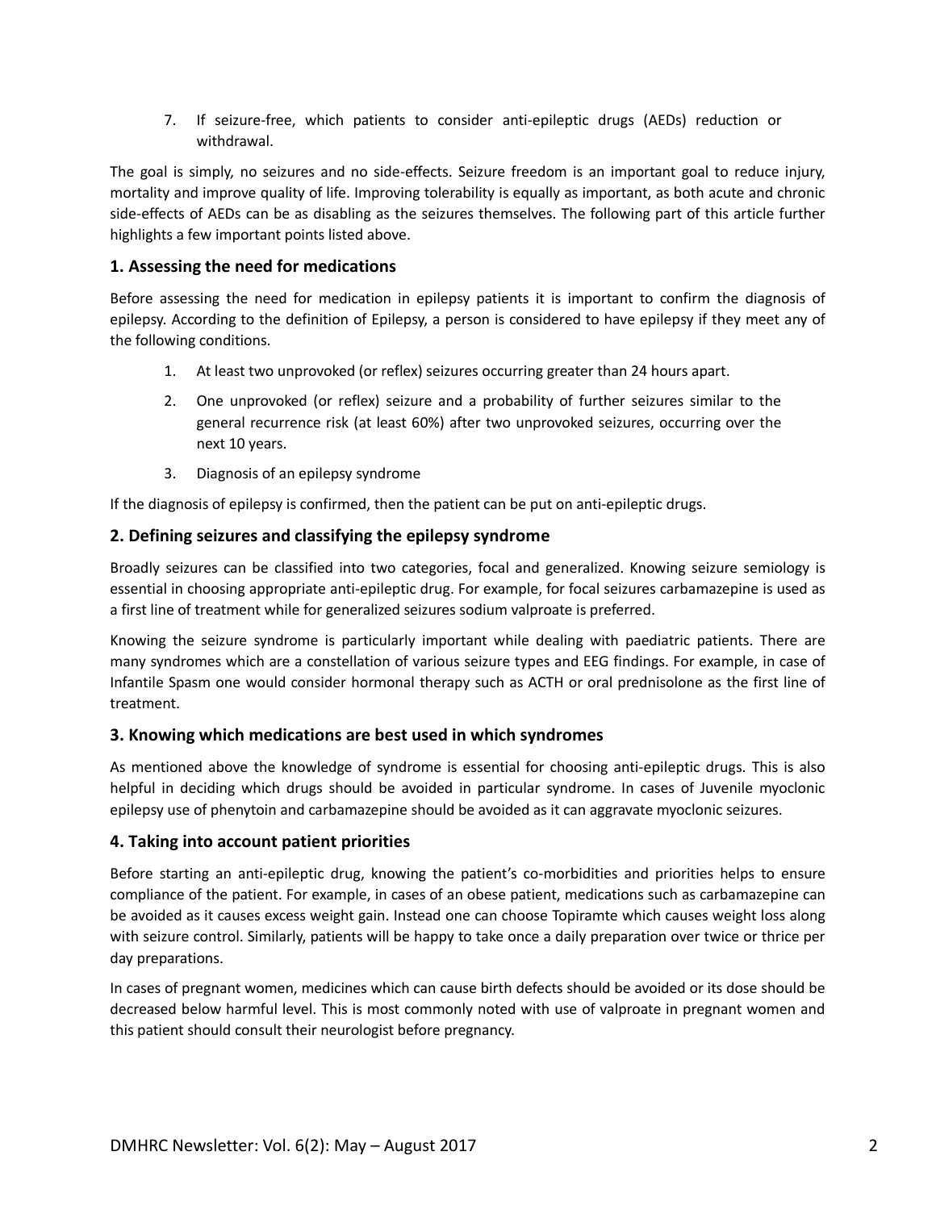7. If seizure-free, which patients to consider anti-epileptic drugs (AEDs) reduction or withdrawal.

The goal is simply, no seizures and no side-effects. Seizure freedom is an important goal to reduce injury, mortality and improve quality of life. Improving tolerability is equally as important, as both acute and chronic side-effects of AEDs can be as disabling as the seizures themselves. The following part of this article further highlights a few important points listed above.

### 1. Assessing the need for medications

Before assessing the need for medication in epilepsy patients it is important to confirm the diagnosis of epilepsy. According to the definition of Epilepsy, a person is considered to have epilepsy if they meet any of the following conditions.

1. At least two unprovoked (or reflex) seizures occurring greater than 24 hours apart.
2. One unprovoked (or reflex) seizure and a probability of further seizures similar to the general recurrence risk (at least 60%) after two unprovoked seizures, occurring over the next 10 years.
3. Diagnosis of an epilepsy syndrome

If the diagnosis of epilepsy is confirmed, then the patient can be put on anti-epileptic drugs.

### 2. Defining seizures and classifying the epilepsy syndrome

Broadly seizures can be classified into two categories, focal and generalized. Knowing seizure semiology is essential in choosing appropriate anti-epileptic drug. For example, for focal seizures carbamazepine is used as a first line of treatment while for generalized seizures sodium valproate is preferred.

Knowing the seizure syndrome is particularly important while dealing with paediatric patients. There are many syndromes which are a constellation of various seizure types and EEG findings. For example, in case of Infantile Spasm one would consider hormonal therapy such as ACTH or oral prednisolone as the first line of treatment.

### 3. Knowing which medications are best used in which syndromes

As mentioned above the knowledge of syndrome is essential for choosing anti-epileptic drugs. This is also helpful in deciding which drugs should be avoided in particular syndrome. In cases of Juvenile myoclonic epilepsy use of phenytoin and carbamazepine should be avoided as it can aggravate myoclonic seizures.

### 4. Taking into account patient priorities

Before starting an anti-epileptic drug, knowing the patient's co-morbidities and priorities helps to ensure compliance of the patient. For example, in cases of an obese patient, medications such as carbamazepine can be avoided as it causes excess weight gain. Instead one can choose Topiramte which causes weight loss along with seizure control. Similarly, patients will be happy to take once a daily preparation over twice or thrice per day preparations.

In cases of pregnant women, medicines which can cause birth defects should be avoided or its dose should be decreased below harmful level. This is most commonly noted with use of valproate in pregnant women and this patient should consult their neurologist before pregnancy.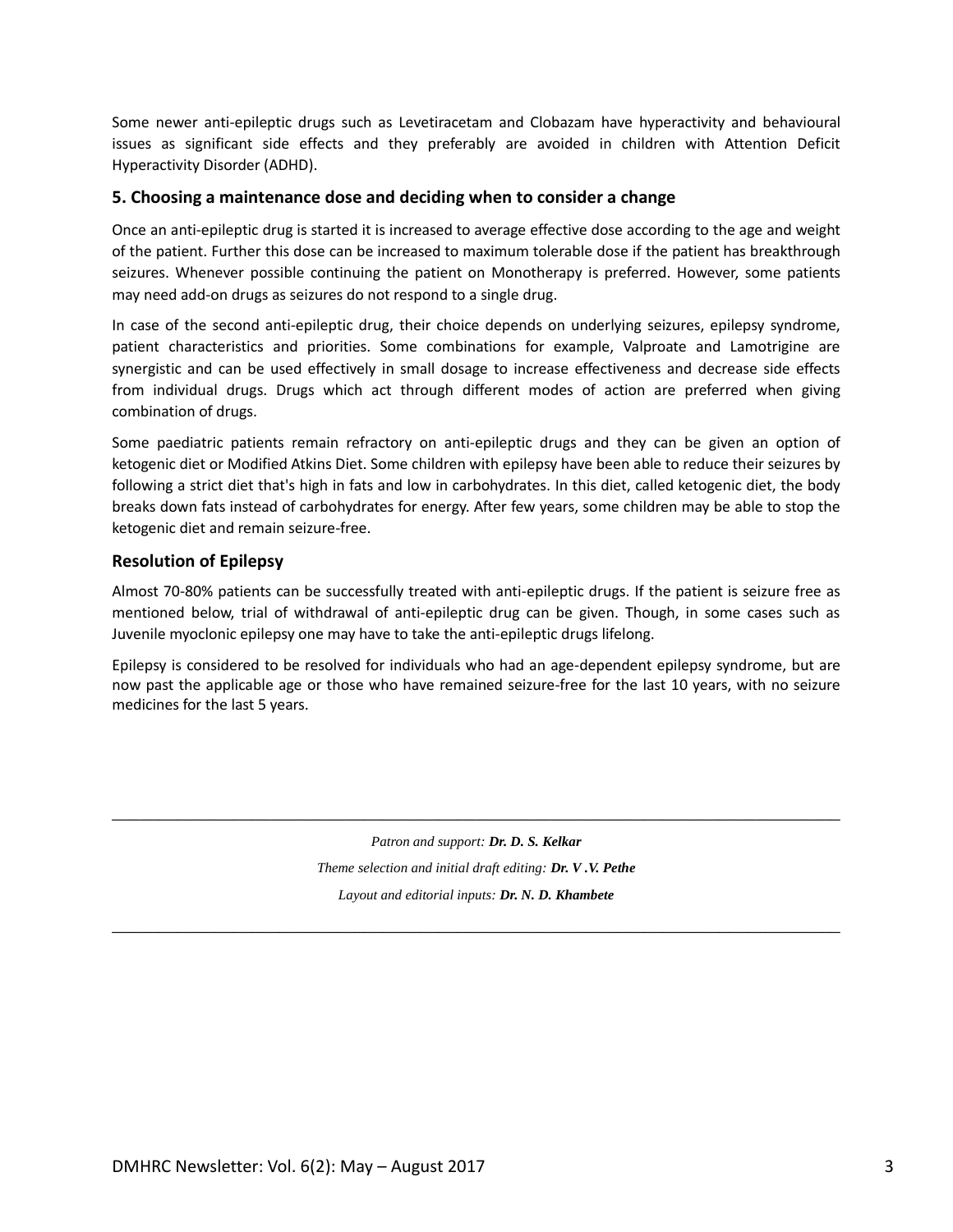Some newer anti-epileptic drugs such as Levetiracetam and Clobazam have hyperactivity and behavioural issues as significant side effects and they preferably are avoided in children with Attention Deficit Hyperactivity Disorder (ADHD).

### 5. Choosing a maintenance dose and deciding when to consider a change

Once an anti-epileptic drug is started it is increased to average effective dose according to the age and weight of the patient. Further this dose can be increased to maximum tolerable dose if the patient has breakthrough seizures. Whenever possible continuing the patient on Monotherapy is preferred. However, some patients may need add-on drugs as seizures do not respond to a single drug.

In case of the second anti-epileptic drug, their choice depends on underlying seizures, epilepsy syndrome, patient characteristics and priorities. Some combinations for example, Valproate and Lamotrigine are synergistic and can be used effectively in small dosage to increase effectiveness and decrease side effects from individual drugs. Drugs which act through different modes of action are preferred when giving combination of drugs.

Some paediatric patients remain refractory on anti-epileptic drugs and they can be given an option of ketogenic diet or Modified Atkins Diet. Some children with epilepsy have been able to reduce their seizures by following a strict diet that's high in fats and low in carbohydrates. In this diet, called ketogenic diet, the body breaks down fats instead of carbohydrates for energy. After few years, some children may be able to stop the ketogenic diet and remain seizure-free.

### Resolution of Epilepsy

Almost 70-80% patients can be successfully treated with anti-epileptic drugs. If the patient is seizure free as mentioned below, trial of withdrawal of anti-epileptic drug can be given. Though, in some cases such as Juvenile myoclonic epilepsy one may have to take the anti-epileptic drugs lifelong.

Epilepsy is considered to be resolved for individuals who had an age-dependent epilepsy syndrome, but are now past the applicable age or those who have remained seizure-free for the last 10 years, with no seizure medicines for the last 5 years.

---

*Patron and support:* ***Dr. D. S. Kelkar***

*Theme selection and initial draft editing:* ***Dr. V .V. Pethe***

*Layout and editorial inputs:* ***Dr. N. D. Khambete***

---